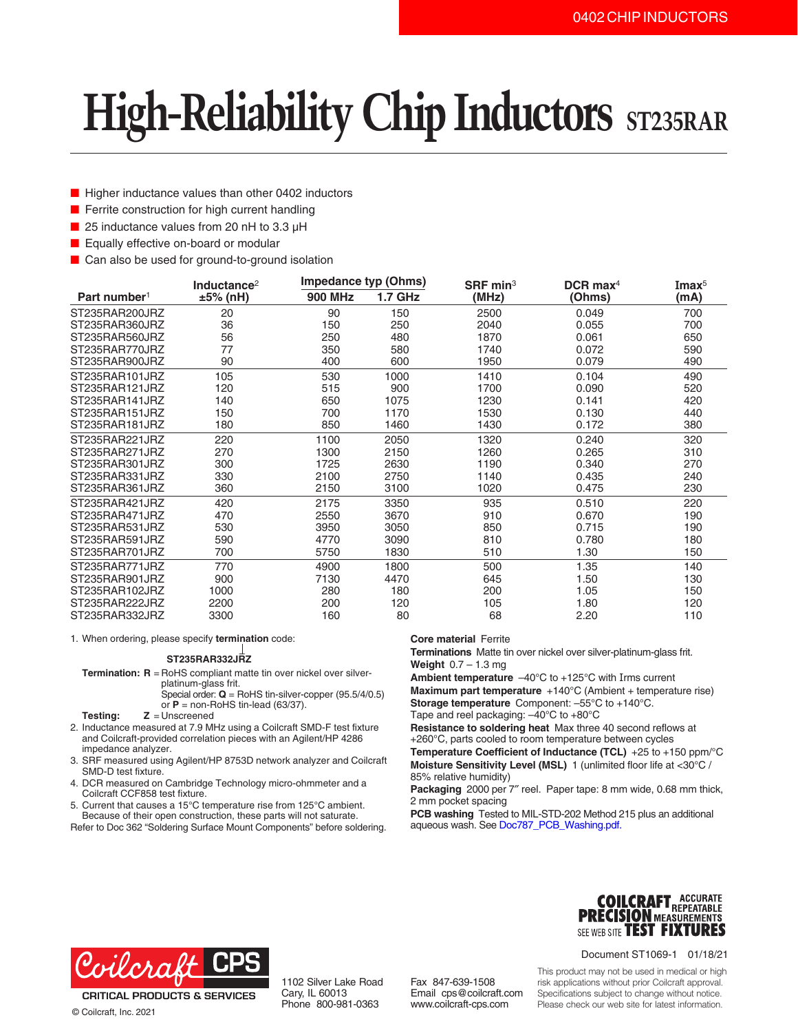# High-Reliability Chip Inductors ST235RAR

- Higher inductance values than other 0402 inductors
- Ferrite construction for high current handling
- 25 inductance values from 20 nH to 3.3 µH
- Equally effective on-board or modular
- Can also be used for ground-to-ground isolation

| Part number[1] | Inductance[2] ±5% (nH) | Impedance typ (Ohms) 900 MHz | Impedance typ (Ohms) 1.7 GHz | SRF min[3] (MHz) | DCR max[4] (Ohms) | Imax[5] (mA) |
|---|---|---|---|---|---|---|
| ST235RAR200JRZ | 20 | 90 | 150 | 2500 | 0.049 | 700 |
| ST235RAR360JRZ | 36 | 150 | 250 | 2040 | 0.055 | 700 |
| ST235RAR560JRZ | 56 | 250 | 480 | 1870 | 0.061 | 650 |
| ST235RAR770JRZ | 77 | 350 | 580 | 1740 | 0.072 | 590 |
| ST235RAR900JRZ | 90 | 400 | 600 | 1950 | 0.079 | 490 |
| ST235RAR101JRZ | 105 | 530 | 1000 | 1410 | 0.104 | 490 |
| ST235RAR121JRZ | 120 | 515 | 900 | 1700 | 0.090 | 520 |
| ST235RAR141JRZ | 140 | 650 | 1075 | 1230 | 0.141 | 420 |
| ST235RAR151JRZ | 150 | 700 | 1170 | 1530 | 0.130 | 440 |
| ST235RAR181JRZ | 180 | 850 | 1460 | 1430 | 0.172 | 380 |
| ST235RAR221JRZ | 220 | 1100 | 2050 | 1320 | 0.240 | 320 |
| ST235RAR271JRZ | 270 | 1300 | 2150 | 1260 | 0.265 | 310 |
| ST235RAR301JRZ | 300 | 1725 | 2630 | 1190 | 0.340 | 270 |
| ST235RAR331JRZ | 330 | 2100 | 2750 | 1140 | 0.435 | 240 |
| ST235RAR361JRZ | 360 | 2150 | 3100 | 1020 | 0.475 | 230 |
| ST235RAR421JRZ | 420 | 2175 | 3350 | 935 | 0.510 | 220 |
| ST235RAR471JRZ | 470 | 2550 | 3670 | 910 | 0.670 | 190 |
| ST235RAR531JRZ | 530 | 3950 | 3050 | 850 | 0.715 | 190 |
| ST235RAR591JRZ | 590 | 4770 | 3090 | 810 | 0.780 | 180 |
| ST235RAR701JRZ | 700 | 5750 | 1830 | 510 | 1.30 | 150 |
| ST235RAR771JRZ | 770 | 4900 | 1800 | 500 | 1.35 | 140 |
| ST235RAR901JRZ | 900 | 7130 | 4470 | 645 | 1.50 | 130 |
| ST235RAR102JRZ | 1000 | 280 | 180 | 200 | 1.05 | 150 |
| ST235RAR222JRZ | 2200 | 200 | 120 | 105 | 1.80 | 120 |
| ST235RAR332JRZ | 3300 | 160 | 80 | 68 | 2.20 | 110 |

1. When ordering, please specify **termination** code:

   **ST235RAR332JRZ**

   **Termination: R** = RoHS compliant matte tin over nickel over silver-platinum-glass frit.
   Special order: **Q** = RoHS tin-silver-copper (95.5/4/0.5) or **P** = non-RoHS tin-lead (63/37).

   **Testing: Z** = Unscreened
2. Inductance measured at 7.9 MHz using a Coilcraft SMD-F test fixture and Coilcraft-provided correlation pieces with an Agilent/HP 4286 impedance analyzer.
3. SRF measured using Agilent/HP 8753D network analyzer and Coilcraft SMD-D test fixture.
4. DCR measured on Cambridge Technology micro-ohmmeter and a Coilcraft CCF858 test fixture.
5. Current that causes a 15°C temperature rise from 125°C ambient. Because of their open construction, these parts will not saturate.

Refer to Doc 362 "Soldering Surface Mount Components" before soldering.

**Core material** Ferrite

**Terminations** Matte tin over nickel over silver-platinum-glass frit.

**Weight** 0.7 – 1.3 mg

**Ambient temperature** –40°C to +125°C with Irms current

**Maximum part temperature** +140°C (Ambient + temperature rise)

**Storage temperature** Component: –55°C to +140°C. Tape and reel packaging: –40°C to +80°C

**Resistance to soldering heat** Max three 40 second reflows at +260°C, parts cooled to room temperature between cycles

**Temperature Coefficient of Inductance (TCL)** +25 to +150 ppm/°C

**Moisture Sensitivity Level (MSL)** 1 (unlimited floor life at <30°C / 85% relative humidity)

**Packaging** 2000 per 7″ reel. Paper tape: 8 mm wide, 0.68 mm thick, 2 mm pocket spacing

**PCB washing** Tested to MIL-STD-202 Method 215 plus an additional aqueous wash. See Doc787_PCB_Washing.pdf.

COILCRAFT PRECISION TEST FIXTURES — ACCURATE REPEATABLE MEASUREMENTS — SEE WEB SITE

Document ST1069-1 01/18/21

Coilcraft CPS — CRITICAL PRODUCTS & SERVICES

© Coilcraft, Inc. 2021

1102 Silver Lake Road
Cary, IL 60013
Phone 800-981-0363

Fax 847-639-1508
Email cps@coilcraft.com
www.coilcraft-cps.com

This product may not be used in medical or high risk applications without prior Coilcraft approval. Specifications subject to change without notice. Please check our web site for latest information.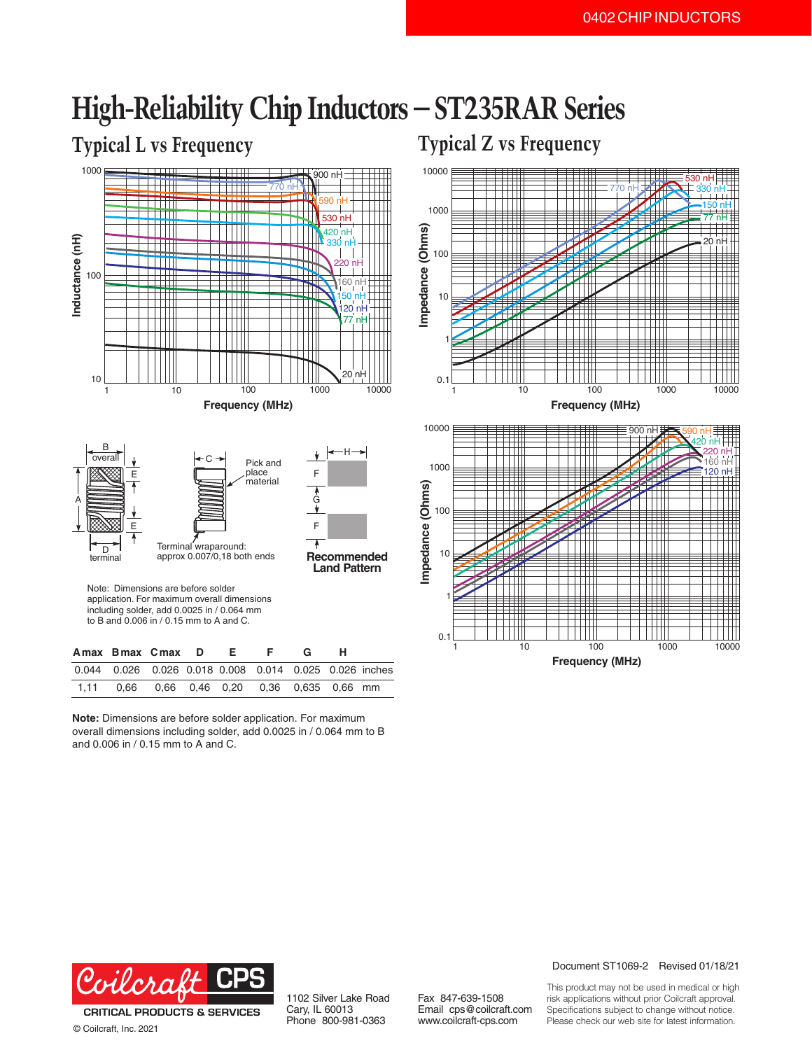# High-Reliability Chip Inductors – ST235RAR Series

## Typical L vs Frequency

Inductance (nH)

1000
100
10

1 10 100 1000 10000

Frequency (MHz)

900 nH
770 nH
590 nH
530 nH
420 nH
330 nH
220 nH
160 nH
150 nH
120 nH
77 nH
20 nH

## Typical Z vs Frequency

Impedance (Ohms)

10000
1000
100
10
1
0.1

1 10 100 1000 10000

Frequency (MHz)

530 nH
770 nH
330 nH
150 nH
77 nH
20 nH

Impedance (Ohms)

10000
1000
100
10
1
0.1

1 10 100 1000 10000

Frequency (MHz)

900 nH
590 nH
420 nH
220 nH
160 nH
120 nH

B overall
E
A
E
D terminal

C
Pick and place material

Terminal wraparound: approx 0.007/0,18 both ends

H
F
G
F

**Recommended Land Pattern**

Note: Dimensions are before solder application. For maximum overall dimensions including solder, add 0.0025 in / 0.064 mm to B and 0.006 in / 0.15 mm to A and C.

| A max | B max | C max | D | E | F | G | H | |
|---|---|---|---|---|---|---|---|---|
| 0.044 | 0.026 | 0.026 | 0.018 | 0.008 | 0.014 | 0.025 | 0.026 | inches |
| 1,11 | 0,66 | 0,66 | 0,46 | 0,20 | 0,36 | 0,635 | 0,66 | mm |

**Note:** Dimensions are before solder application. For maximum overall dimensions including solder, add 0.0025 in / 0.064 mm to B and 0.006 in / 0.15 mm to A and C.

Document ST1069-2 Revised 01/18/21

Coilcraft CPS
CRITICAL PRODUCTS & SERVICES
© Coilcraft, Inc. 2021

1102 Silver Lake Road
Cary, IL 60013
Phone 800-981-0363

Fax 847-639-1508
Email cps@coilcraft.com
www.coilcraft-cps.com

This product may not be used in medical or high risk applications without prior Coilcraft approval. Specifications subject to change without notice. Please check our web site for latest information.